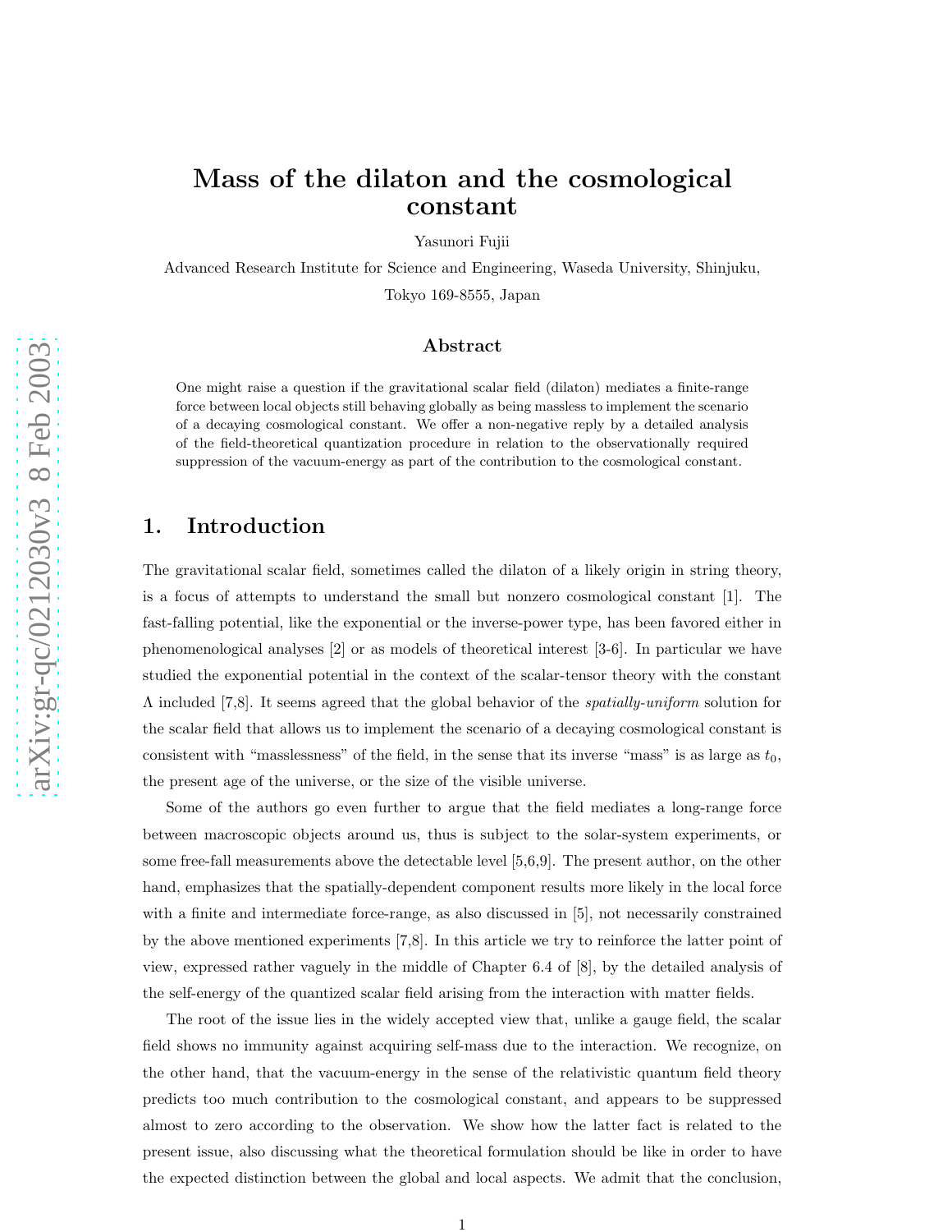# Mass of the dilaton and the cosmological constant

Yasunori Fujii

Advanced Research Institute for Science and Engineering, Waseda University, Shinjuku, Tokyo 169-8555, Japan

## Abstract

One might raise a question if the gravitational scalar field (dilaton) mediates a finite-range force between local objects still behaving globally as being massless to implement the scenario of a decaying cosmological constant. We offer a non-negative reply by a detailed analysis of the field-theoretical quantization procedure in relation to the observationally required suppression of the vacuum-energy as part of the contribution to the cosmological constant.

## 1. Introduction

The gravitational scalar field, sometimes called the dilaton of a likely origin in string theory, is a focus of attempts to understand the small but nonzero cosmological constant [1]. The fast-falling potential, like the exponential or the inverse-power type, has been favored either in phenomenological analyses [2] or as models of theoretical interest [3-6]. In particular we have studied the exponential potential in the context of the scalar-tensor theory with the constant $\Lambda$ included [7,8]. It seems agreed that the global behavior of the *spatially-uniform* solution for the scalar field that allows us to implement the scenario of a decaying cosmological constant is consistent with "masslessness" of the field, in the sense that its inverse "mass" is as large as $t_0$, the present age of the universe, or the size of the visible universe.

Some of the authors go even further to argue that the field mediates a long-range force between macroscopic objects around us, thus is subject to the solar-system experiments, or some free-fall measurements above the detectable level [5,6,9]. The present author, on the other hand, emphasizes that the spatially-dependent component results more likely in the local force with a finite and intermediate force-range, as also discussed in [5], not necessarily constrained by the above mentioned experiments [7,8]. In this article we try to reinforce the latter point of view, expressed rather vaguely in the middle of Chapter 6.4 of [8], by the detailed analysis of the self-energy of the quantized scalar field arising from the interaction with matter fields.

The root of the issue lies in the widely accepted view that, unlike a gauge field, the scalar field shows no immunity against acquiring self-mass due to the interaction. We recognize, on the other hand, that the vacuum-energy in the sense of the relativistic quantum field theory predicts too much contribution to the cosmological constant, and appears to be suppressed almost to zero according to the observation. We show how the latter fact is related to the present issue, also discussing what the theoretical formulation should be like in order to have the expected distinction between the global and local aspects. We admit that the conclusion,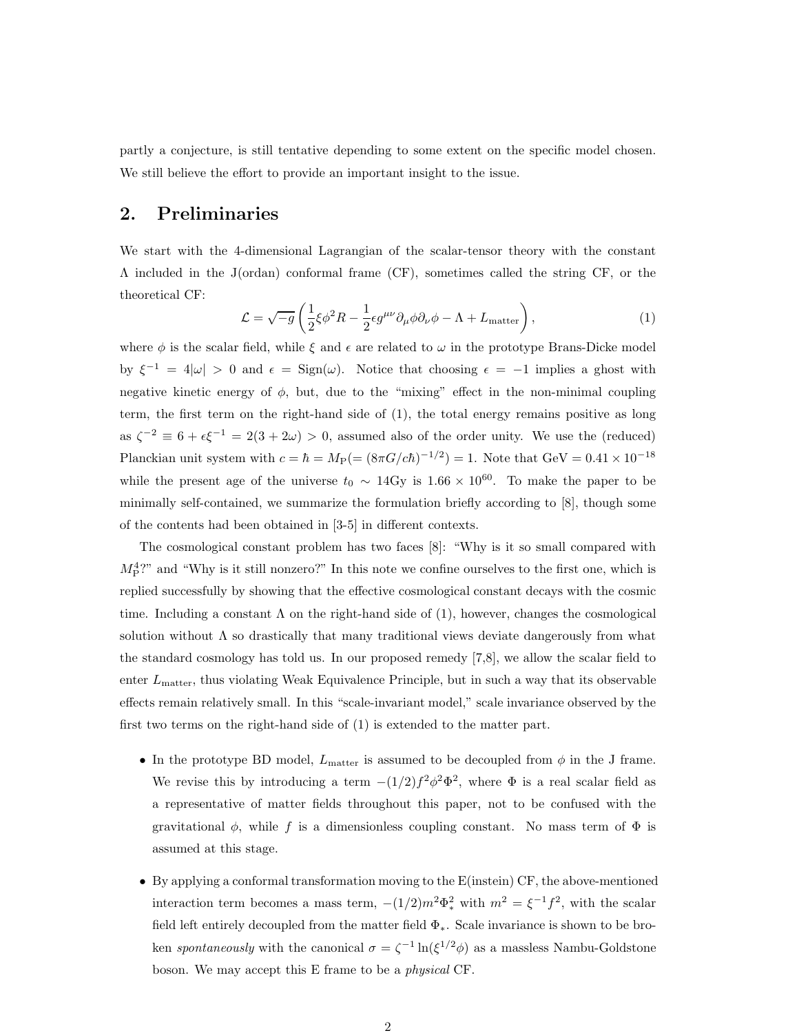partly a conjecture, is still tentative depending to some extent on the specific model chosen. We still believe the effort to provide an important insight to the issue.

## 2. Preliminaries

We start with the 4-dimensional Lagrangian of the scalar-tensor theory with the constant $\Lambda$ included in the J(ordan) conformal frame (CF), sometimes called the string CF, or the theoretical CF:

$$\mathcal{L} = \sqrt{-g}\left( \frac{1}{2}\xi\phi^2 R - \frac{1}{2}\epsilon g^{\mu\nu}\partial_\mu\phi\partial_\nu\phi - \Lambda + L_{\rm matter} \right), \tag{1}$$

where $\phi$ is the scalar field, while $\xi$ and $\epsilon$ are related to $\omega$ in the prototype Brans-Dicke model by $\xi^{-1} = 4|\omega| > 0$ and $\epsilon = {\rm Sign}(\omega)$. Notice that choosing $\epsilon = -1$ implies a ghost with negative kinetic energy of $\phi$, but, due to the "mixing" effect in the non-minimal coupling term, the first term on the right-hand side of (1), the total energy remains positive as long as $\zeta^{-2} \equiv 6 + \epsilon\xi^{-1} = 2(3+2\omega) > 0$, assumed also of the order unity. We use the (reduced) Planckian unit system with $c = \hbar = M_{\rm P} (= (8\pi G/c\hbar)^{-1/2}) = 1$. Note that ${\rm GeV} = 0.41 \times 10^{-18}$ while the present age of the universe $t_0 \sim 14{\rm Gy}$ is $1.66 \times 10^{60}$. To make the paper to be minimally self-contained, we summarize the formulation briefly according to [8], though some of the contents had been obtained in [3-5] in different contexts.

The cosmological constant problem has two faces [8]: "Why is it so small compared with $M_{\rm P}^4$?" and "Why is it still nonzero?" In this note we confine ourselves to the first one, which is replied successfully by showing that the effective cosmological constant decays with the cosmic time. Including a constant $\Lambda$ on the right-hand side of (1), however, changes the cosmological solution without $\Lambda$ so drastically that many traditional views deviate dangerously from what the standard cosmology has told us. In our proposed remedy [7,8], we allow the scalar field to enter $L_{\rm matter}$, thus violating Weak Equivalence Principle, but in such a way that its observable effects remain relatively small. In this "scale-invariant model," scale invariance observed by the first two terms on the right-hand side of (1) is extended to the matter part.

- In the prototype BD model, $L_{\rm matter}$ is assumed to be decoupled from $\phi$ in the J frame. We revise this by introducing a term $-(1/2)f^2\phi^2\Phi^2$, where $\Phi$ is a real scalar field as a representative of matter fields throughout this paper, not to be confused with the gravitational $\phi$, while $f$ is a dimensionless coupling constant. No mass term of $\Phi$ is assumed at this stage.

- By applying a conformal transformation moving to the E(instein) CF, the above-mentioned interaction term becomes a mass term, $-(1/2)m^2\Phi_*^2$ with $m^2 = \xi^{-1}f^2$, with the scalar field left entirely decoupled from the matter field $\Phi_*$. Scale invariance is shown to be broken *spontaneously* with the canonical $\sigma = \zeta^{-1}\ln(\xi^{1/2}\phi)$ as a massless Nambu-Goldstone boson. We may accept this E frame to be a *physical* CF.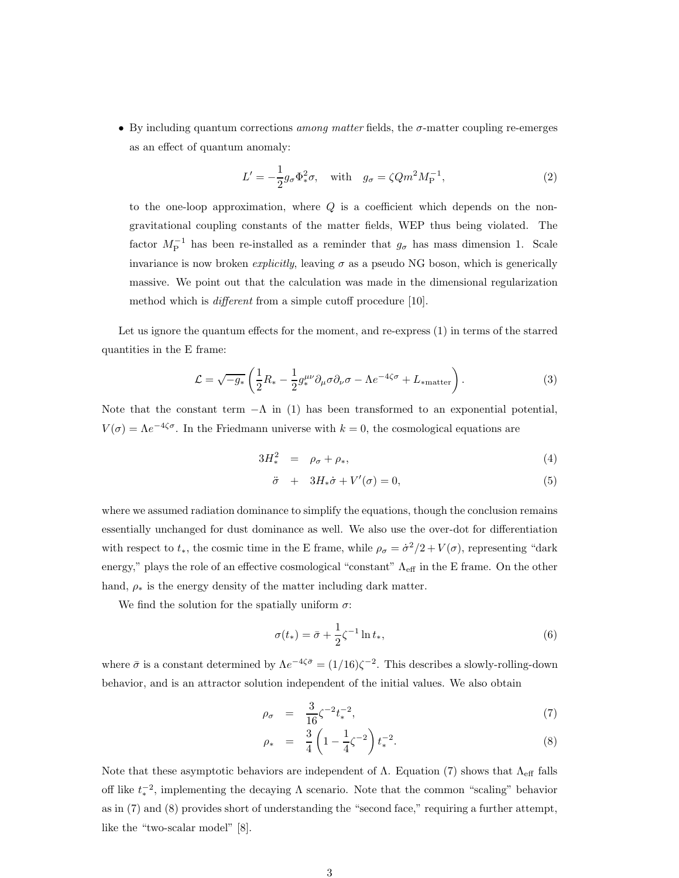- By including quantum corrections *among matter* fields, the $\sigma$-matter coupling re-emerges as an effect of quantum anomaly:

$$L' = -\frac{1}{2} g_\sigma \Phi_*^2 \sigma, \quad \text{with} \quad g_\sigma = \zeta Q m^2 M_{\rm P}^{-1}, \tag{2}$$

to the one-loop approximation, where $Q$ is a coefficient which depends on the non-gravitational coupling constants of the matter fields, WEP thus being violated. The factor $M_{\rm P}^{-1}$ has been re-installed as a reminder that $g_\sigma$ has mass dimension 1. Scale invariance is now broken *explicitly*, leaving $\sigma$ as a pseudo NG boson, which is generically massive. We point out that the calculation was made in the dimensional regularization method which is *different* from a simple cutoff procedure [10].

Let us ignore the quantum effects for the moment, and re-express (1) in terms of the starred quantities in the E frame:

$$\mathcal{L} = \sqrt{-g_*} \left( \frac{1}{2} R_* - \frac{1}{2} g_*^{\mu\nu} \partial_\mu \sigma \partial_\nu \sigma - \Lambda e^{-4\zeta\sigma} + L_{*\rm matter} \right). \tag{3}$$

Note that the constant term $-\Lambda$ in (1) has been transformed to an exponential potential, $V(\sigma) = \Lambda e^{-4\zeta\sigma}$. In the Friedmann universe with $k = 0$, the cosmological equations are

$$3H_*^2 = \rho_\sigma + \rho_*, \tag{4}$$

$$\ddot{\sigma} + 3H_* \dot{\sigma} + V'(\sigma) = 0, \tag{5}$$

where we assumed radiation dominance to simplify the equations, though the conclusion remains essentially unchanged for dust dominance as well. We also use the over-dot for differentiation with respect to $t_*$, the cosmic time in the E frame, while $\rho_\sigma = \dot{\sigma}^2/2 + V(\sigma)$, representing "dark energy," plays the role of an effective cosmological "constant" $\Lambda_{\rm eff}$ in the E frame. On the other hand, $\rho_*$ is the energy density of the matter including dark matter.

We find the solution for the spatially uniform $\sigma$:

$$\sigma(t_*) = \bar{\sigma} + \frac{1}{2} \zeta^{-1} \ln t_*, \tag{6}$$

where $\bar{\sigma}$ is a constant determined by $\Lambda e^{-4\zeta\bar{\sigma}} = (1/16)\zeta^{-2}$. This describes a slowly-rolling-down behavior, and is an attractor solution independent of the initial values. We also obtain

$$\rho_\sigma = \frac{3}{16} \zeta^{-2} t_*^{-2}, \tag{7}$$

$$\rho_* = \frac{3}{4} \left( 1 - \frac{1}{4} \zeta^{-2} \right) t_*^{-2}. \tag{8}$$

Note that these asymptotic behaviors are independent of $\Lambda$. Equation (7) shows that $\Lambda_{\rm eff}$ falls off like $t_*^{-2}$, implementing the decaying $\Lambda$ scenario. Note that the common "scaling" behavior as in (7) and (8) provides short of understanding the "second face," requiring a further attempt, like the "two-scalar model" [8].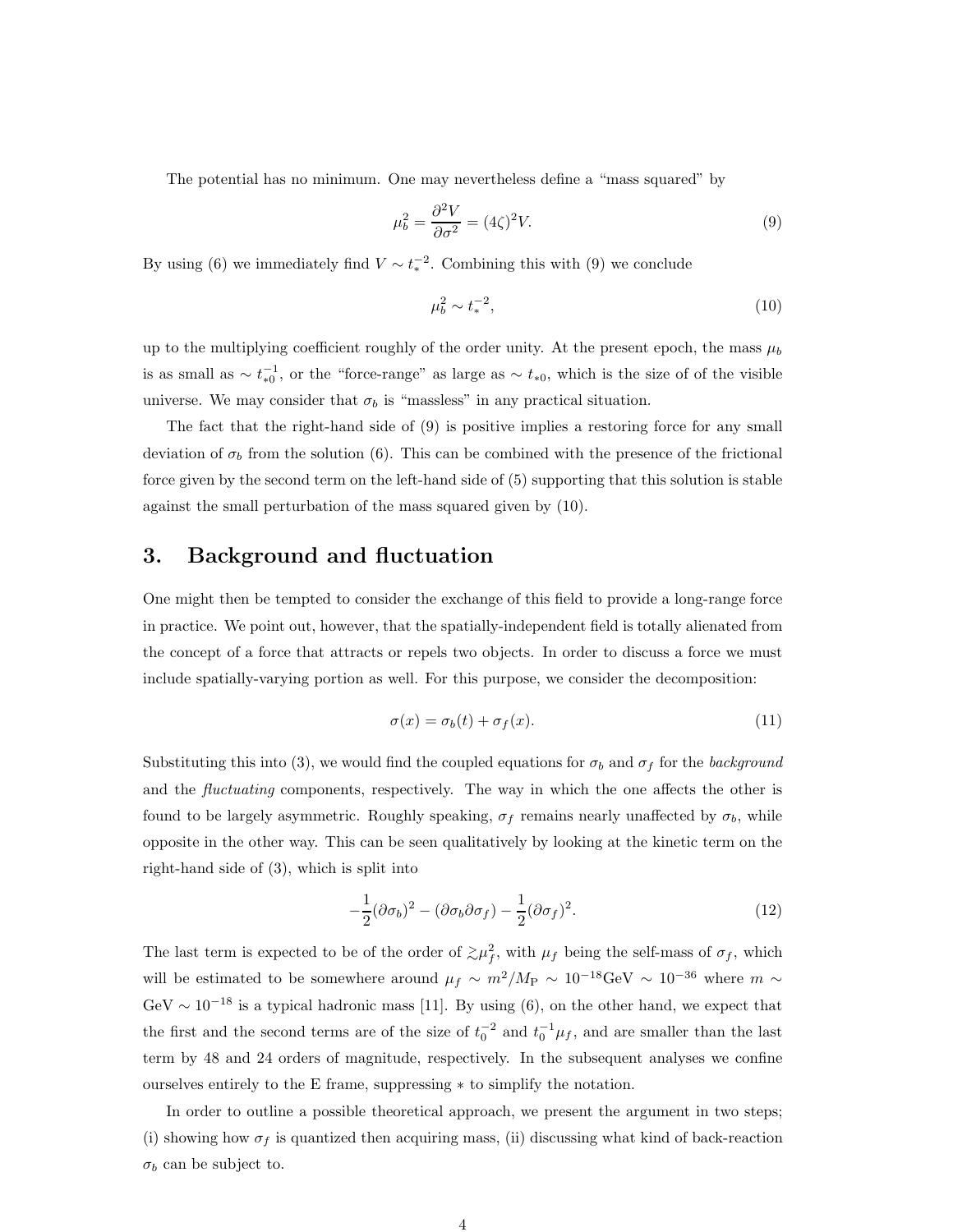The potential has no minimum. One may nevertheless define a "mass squared" by

$$\mu_b^2 = \frac{\partial^2 V}{\partial \sigma^2} = (4\zeta)^2 V. \tag{9}$$

By using (6) we immediately find $V \sim t_*^{-2}$. Combining this with (9) we conclude

$$\mu_b^2 \sim t_*^{-2}, \tag{10}$$

up to the multiplying coefficient roughly of the order unity. At the present epoch, the mass $\mu_b$ is as small as $\sim t_{*0}^{-1}$, or the "force-range" as large as $\sim t_{*0}$, which is the size of of the visible universe. We may consider that $\sigma_b$ is "massless" in any practical situation.

The fact that the right-hand side of (9) is positive implies a restoring force for any small deviation of $\sigma_b$ from the solution (6). This can be combined with the presence of the frictional force given by the second term on the left-hand side of (5) supporting that this solution is stable against the small perturbation of the mass squared given by (10).

## 3. Background and fluctuation

One might then be tempted to consider the exchange of this field to provide a long-range force in practice. We point out, however, that the spatially-independent field is totally alienated from the concept of a force that attracts or repels two objects. In order to discuss a force we must include spatially-varying portion as well. For this purpose, we consider the decomposition:

$$\sigma(x) = \sigma_b(t) + \sigma_f(x). \tag{11}$$

Substituting this into (3), we would find the coupled equations for $\sigma_b$ and $\sigma_f$ for the *background* and the *fluctuating* components, respectively. The way in which the one affects the other is found to be largely asymmetric. Roughly speaking, $\sigma_f$ remains nearly unaffected by $\sigma_b$, while opposite in the other way. This can be seen qualitatively by looking at the kinetic term on the right-hand side of (3), which is split into

$$-\frac{1}{2}(\partial\sigma_b)^2 - (\partial\sigma_b\partial\sigma_f) - \frac{1}{2}(\partial\sigma_f)^2. \tag{12}$$

The last term is expected to be of the order of $\gtrsim \mu_f^2$, with $\mu_f$ being the self-mass of $\sigma_f$, which will be estimated to be somewhere around $\mu_f \sim m^2/M_{\rm P} \sim 10^{-18}{\rm GeV} \sim 10^{-36}$ where $m \sim {\rm GeV} \sim 10^{-18}$ is a typical hadronic mass [11]. By using (6), on the other hand, we expect that the first and the second terms are of the size of $t_0^{-2}$ and $t_0^{-1}\mu_f$, and are smaller than the last term by 48 and 24 orders of magnitude, respectively. In the subsequent analyses we confine ourselves entirely to the E frame, suppressing $*$ to simplify the notation.

In order to outline a possible theoretical approach, we present the argument in two steps; (i) showing how $\sigma_f$ is quantized then acquiring mass, (ii) discussing what kind of back-reaction $\sigma_b$ can be subject to.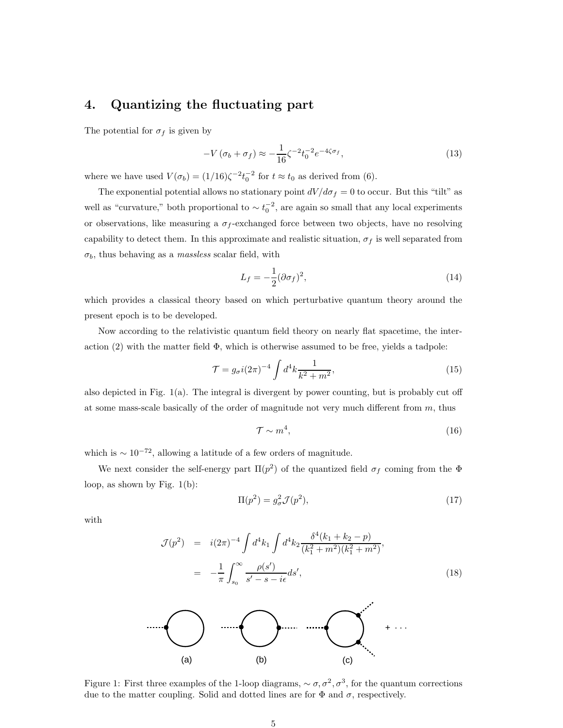## 4. Quantizing the fluctuating part

The potential for $\sigma_f$ is given by

$$-V(\sigma_b + \sigma_f) \approx -\frac{1}{16}\zeta^{-2}t_0^{-2}e^{-4\zeta\sigma_f}, \tag{13}$$

where we have used $V(\sigma_b) = (1/16)\zeta^{-2}t_0^{-2}$ for $t \approx t_0$ as derived from (6).

The exponential potential allows no stationary point $dV/d\sigma_f = 0$ to occur. But this "tilt" as well as "curvature," both proportional to $\sim t_0^{-2}$, are again so small that any local experiments or observations, like measuring a $\sigma_f$-exchanged force between two objects, have no resolving capability to detect them. In this approximate and realistic situation, $\sigma_f$ is well separated from $\sigma_b$, thus behaving as a *massless* scalar field, with

$$L_f = -\frac{1}{2}(\partial\sigma_f)^2, \tag{14}$$

which provides a classical theory based on which perturbative quantum theory around the present epoch is to be developed.

Now according to the relativistic quantum field theory on nearly flat spacetime, the interaction (2) with the matter field $\Phi$, which is otherwise assumed to be free, yields a tadpole:

$$\mathcal{T} = g_\sigma i(2\pi)^{-4}\int d^4k \frac{1}{k^2 + m^2}, \tag{15}$$

also depicted in Fig. 1(a). The integral is divergent by power counting, but is probably cut off at some mass-scale basically of the order of magnitude not very much different from $m$, thus

$$\mathcal{T} \sim m^4, \tag{16}$$

which is $\sim 10^{-72}$, allowing a latitude of a few orders of magnitude.

We next consider the self-energy part $\Pi(p^2)$ of the quantized field $\sigma_f$ coming from the $\Phi$ loop, as shown by Fig. 1(b):

$$\Pi(p^2) = g_\sigma^2 \mathcal{J}(p^2), \tag{17}$$

with

$$\begin{aligned}\mathcal{J}(p^2) &= i(2\pi)^{-4}\int d^4k_1 \int d^4k_2 \frac{\delta^4(k_1 + k_2 - p)}{(k_1^2 + m^2)(k_1^2 + m^2)}, \\ &= -\frac{1}{\pi}\int_{s_0}^{\infty} \frac{\rho(s')}{s' - s - i\epsilon}ds',\end{aligned} \tag{18}$$

Figure 1: First three examples of the 1-loop diagrams, $\sim \sigma, \sigma^2, \sigma^3$, for the quantum corrections due to the matter coupling. Solid and dotted lines are for $\Phi$ and $\sigma$, respectively.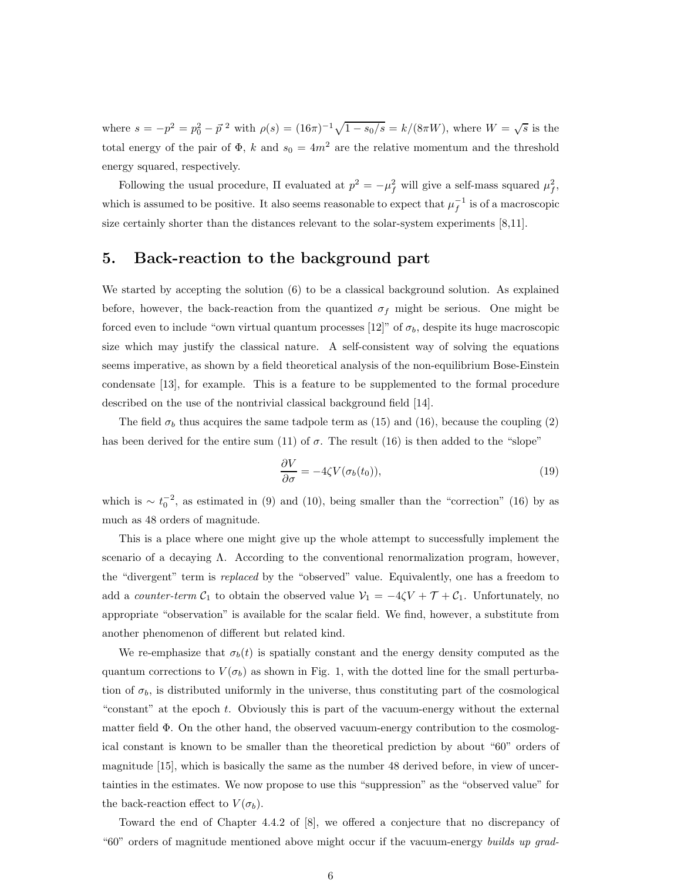where $s = -p^2 = p_0^2 - \vec{p}^{\,2}$ with $\rho(s) = (16\pi)^{-1}\sqrt{1 - s_0/s} = k/(8\pi W)$, where $W = \sqrt{s}$ is the total energy of the pair of $\Phi$, $k$ and $s_0 = 4m^2$ are the relative momentum and the threshold energy squared, respectively.

Following the usual procedure, $\Pi$ evaluated at $p^2 = -\mu_f^2$ will give a self-mass squared $\mu_f^2$, which is assumed to be positive. It also seems reasonable to expect that $\mu_f^{-1}$ is of a macroscopic size certainly shorter than the distances relevant to the solar-system experiments [8,11].

## 5. Back-reaction to the background part

We started by accepting the solution (6) to be a classical background solution. As explained before, however, the back-reaction from the quantized $\sigma_f$ might be serious. One might be forced even to include "own virtual quantum processes [12]" of $\sigma_b$, despite its huge macroscopic size which may justify the classical nature. A self-consistent way of solving the equations seems imperative, as shown by a field theoretical analysis of the non-equilibrium Bose-Einstein condensate [13], for example. This is a feature to be supplemented to the formal procedure described on the use of the nontrivial classical background field [14].

The field $\sigma_b$ thus acquires the same tadpole term as (15) and (16), because the coupling (2) has been derived for the entire sum (11) of $\sigma$. The result (16) is then added to the "slope"

$$\frac{\partial V}{\partial \sigma} = -4\zeta V(\sigma_b(t_0)), \tag{19}$$

which is $\sim t_0^{-2}$, as estimated in (9) and (10), being smaller than the "correction" (16) by as much as 48 orders of magnitude.

This is a place where one might give up the whole attempt to successfully implement the scenario of a decaying $\Lambda$. According to the conventional renormalization program, however, the "divergent" term is *replaced* by the "observed" value. Equivalently, one has a freedom to add a *counter-term* $\mathcal{C}_1$ to obtain the observed value $\mathcal{V}_1 = -4\zeta V + \mathcal{T} + \mathcal{C}_1$. Unfortunately, no appropriate "observation" is available for the scalar field. We find, however, a substitute from another phenomenon of different but related kind.

We re-emphasize that $\sigma_b(t)$ is spatially constant and the energy density computed as the quantum corrections to $V(\sigma_b)$ as shown in Fig. 1, with the dotted line for the small perturbation of $\sigma_b$, is distributed uniformly in the universe, thus constituting part of the cosmological "constant" at the epoch $t$. Obviously this is part of the vacuum-energy without the external matter field $\Phi$. On the other hand, the observed vacuum-energy contribution to the cosmological constant is known to be smaller than the theoretical prediction by about "60" orders of magnitude [15], which is basically the same as the number 48 derived before, in view of uncertainties in the estimates. We now propose to use this "suppression" as the "observed value" for the back-reaction effect to $V(\sigma_b)$.

Toward the end of Chapter 4.4.2 of [8], we offered a conjecture that no discrepancy of "60" orders of magnitude mentioned above might occur if the vacuum-energy *builds up grad-*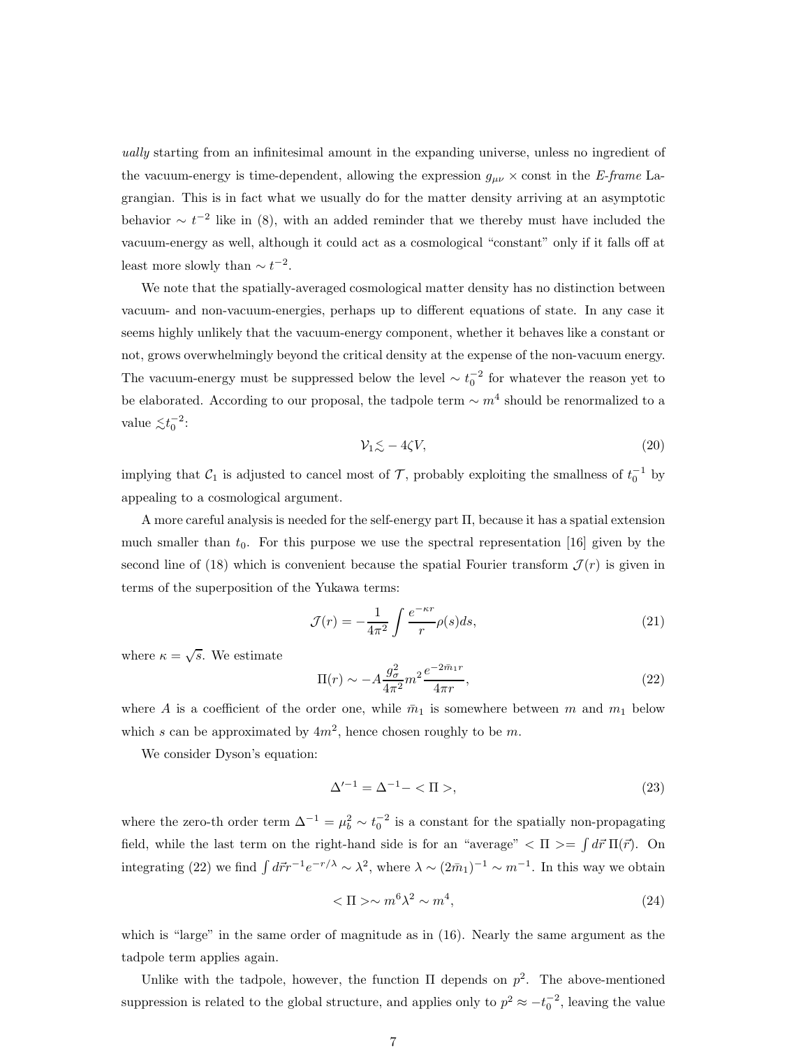*ually* starting from an infinitesimal amount in the expanding universe, unless no ingredient of the vacuum-energy is time-dependent, allowing the expression $g_{\mu\nu} \times$ const in the *E-frame* Lagrangian. This is in fact what we usually do for the matter density arriving at an asymptotic behavior $\sim t^{-2}$ like in (8), with an added reminder that we thereby must have included the vacuum-energy as well, although it could act as a cosmological "constant" only if it falls off at least more slowly than $\sim t^{-2}$.

We note that the spatially-averaged cosmological matter density has no distinction between vacuum- and non-vacuum-energies, perhaps up to different equations of state. In any case it seems highly unlikely that the vacuum-energy component, whether it behaves like a constant or not, grows overwhelmingly beyond the critical density at the expense of the non-vacuum energy. The vacuum-energy must be suppressed below the level $\sim t_0^{-2}$ for whatever the reason yet to be elaborated. According to our proposal, the tadpole term $\sim m^4$ should be renormalized to a value $\lesssim t_0^{-2}$:

$$\mathcal{V}_1 \lesssim -4\zeta V, \tag{20}$$

implying that $\mathcal{C}_1$ is adjusted to cancel most of $\mathcal{T}$, probably exploiting the smallness of $t_0^{-1}$ by appealing to a cosmological argument.

A more careful analysis is needed for the self-energy part $\Pi$, because it has a spatial extension much smaller than $t_0$. For this purpose we use the spectral representation [16] given by the second line of (18) which is convenient because the spatial Fourier transform $\mathcal{J}(r)$ is given in terms of the superposition of the Yukawa terms:

$$\mathcal{J}(r) = -\frac{1}{4\pi^2}\int \frac{e^{-\kappa r}}{r}\rho(s)ds, \tag{21}$$

where $\kappa = \sqrt{s}$. We estimate

$$\Pi(r) \sim -A\frac{g_\sigma^2}{4\pi^2}m^2\frac{e^{-2\bar{m}_1 r}}{4\pi r}, \tag{22}$$

where $A$ is a coefficient of the order one, while $\bar{m}_1$ is somewhere between $m$ and $m_1$ below which $s$ can be approximated by $4m^2$, hence chosen roughly to be $m$.

We consider Dyson's equation:

$$\Delta'^{-1} = \Delta^{-1} - <\Pi>, \tag{23}$$

where the zero-th order term $\Delta^{-1} = \mu_b^2 \sim t_0^{-2}$ is a constant for the spatially non-propagating field, while the last term on the right-hand side is for an "average" $<\Pi> = \int d\vec{r}\,\Pi(\vec{r})$. On integrating (22) we find $\int d\vec{r} r^{-1}e^{-r/\lambda} \sim \lambda^2$, where $\lambda \sim (2\bar{m}_1)^{-1} \sim m^{-1}$. In this way we obtain

$$<\Pi> \sim m^6\lambda^2 \sim m^4, \tag{24}$$

which is "large" in the same order of magnitude as in (16). Nearly the same argument as the tadpole term applies again.

Unlike with the tadpole, however, the function $\Pi$ depends on $p^2$. The above-mentioned suppression is related to the global structure, and applies only to $p^2 \approx -t_0^{-2}$, leaving the value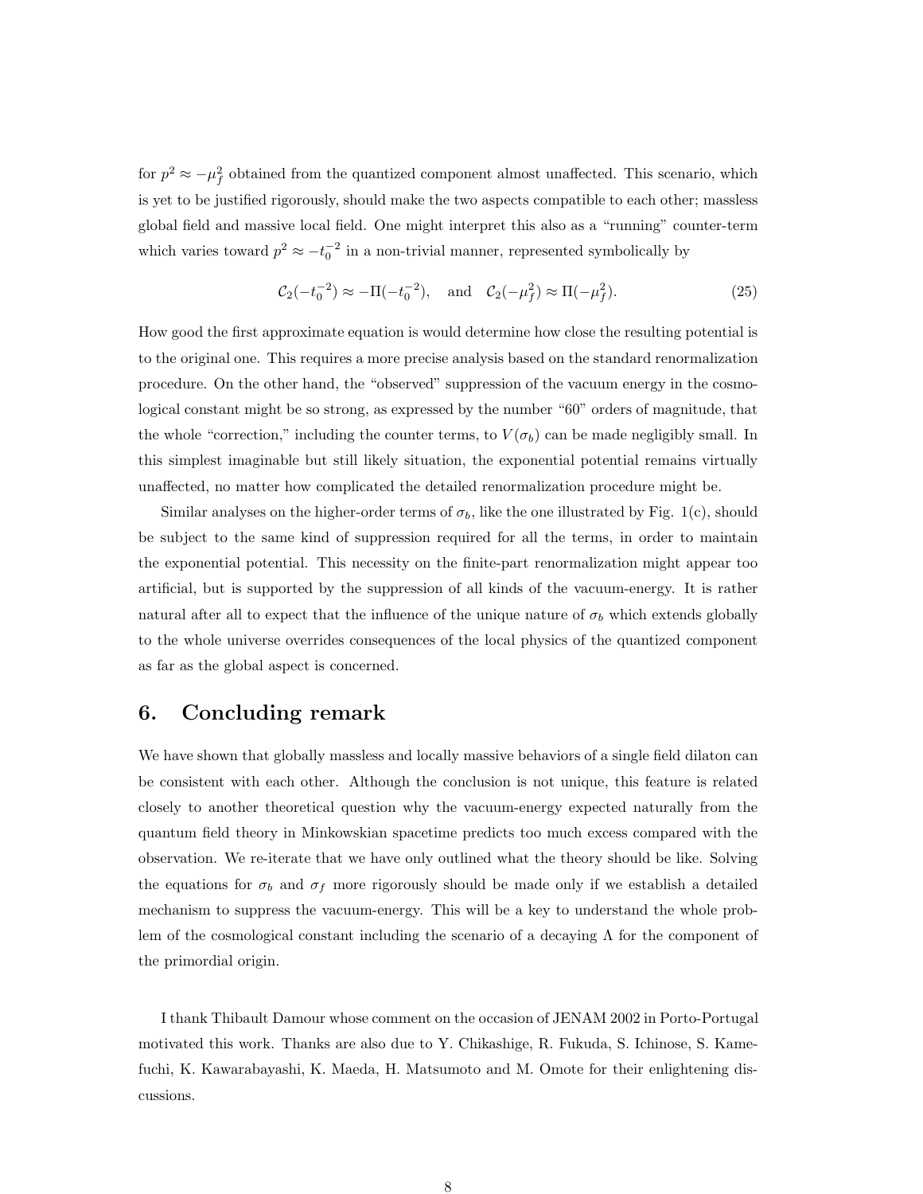for $p^2 \approx -\mu_f^2$ obtained from the quantized component almost unaffected. This scenario, which is yet to be justified rigorously, should make the two aspects compatible to each other; massless global field and massive local field. One might interpret this also as a "running" counter-term which varies toward $p^2 \approx -t_0^{-2}$ in a non-trivial manner, represented symbolically by

$$\mathcal{C}_2(-t_0^{-2}) \approx -\Pi(-t_0^{-2}), \quad \text{and} \quad \mathcal{C}_2(-\mu_f^2) \approx \Pi(-\mu_f^2). \tag{25}$$

How good the first approximate equation is would determine how close the resulting potential is to the original one. This requires a more precise analysis based on the standard renormalization procedure. On the other hand, the "observed" suppression of the vacuum energy in the cosmological constant might be so strong, as expressed by the number "60" orders of magnitude, that the whole "correction," including the counter terms, to $V(\sigma_b)$ can be made negligibly small. In this simplest imaginable but still likely situation, the exponential potential remains virtually unaffected, no matter how complicated the detailed renormalization procedure might be.

Similar analyses on the higher-order terms of $\sigma_b$, like the one illustrated by Fig. 1(c), should be subject to the same kind of suppression required for all the terms, in order to maintain the exponential potential. This necessity on the finite-part renormalization might appear too artificial, but is supported by the suppression of all kinds of the vacuum-energy. It is rather natural after all to expect that the influence of the unique nature of $\sigma_b$ which extends globally to the whole universe overrides consequences of the local physics of the quantized component as far as the global aspect is concerned.

## 6. Concluding remark

We have shown that globally massless and locally massive behaviors of a single field dilaton can be consistent with each other. Although the conclusion is not unique, this feature is related closely to another theoretical question why the vacuum-energy expected naturally from the quantum field theory in Minkowskian spacetime predicts too much excess compared with the observation. We re-iterate that we have only outlined what the theory should be like. Solving the equations for $\sigma_b$ and $\sigma_f$ more rigorously should be made only if we establish a detailed mechanism to suppress the vacuum-energy. This will be a key to understand the whole problem of the cosmological constant including the scenario of a decaying $\Lambda$ for the component of the primordial origin.

I thank Thibault Damour whose comment on the occasion of JENAM 2002 in Porto-Portugal motivated this work. Thanks are also due to Y. Chikashige, R. Fukuda, S. Ichinose, S. Kamefuchi, K. Kawarabayashi, K. Maeda, H. Matsumoto and M. Omote for their enlightening discussions.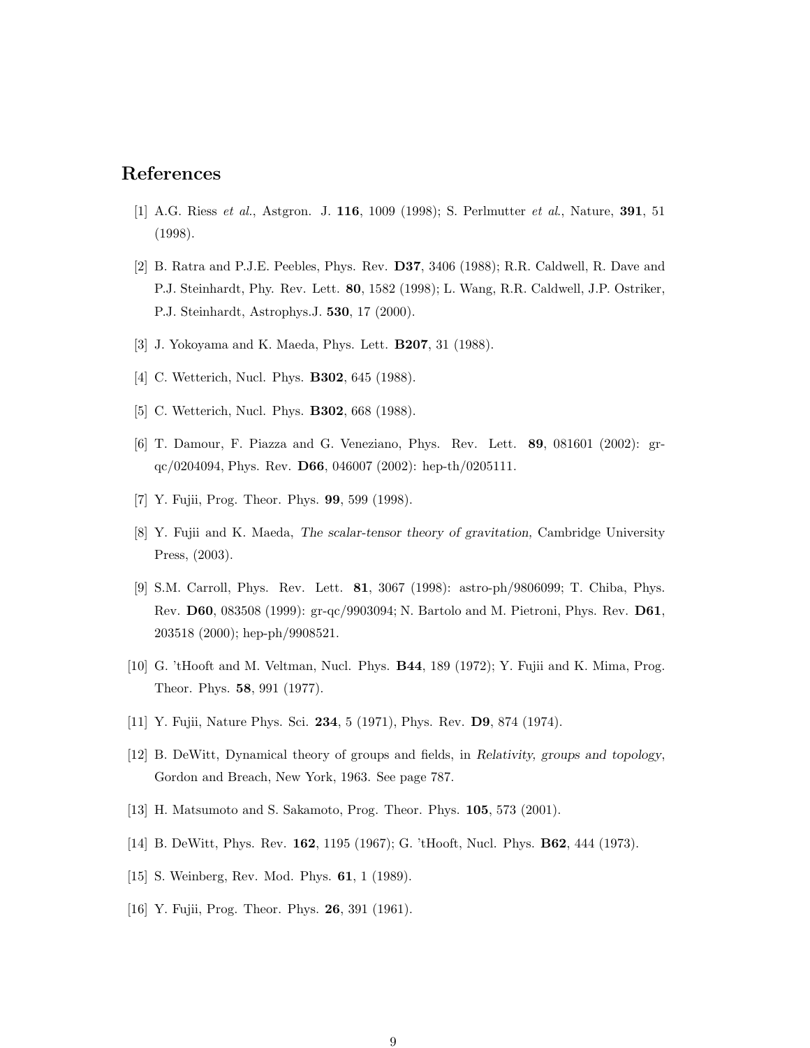# References

[1] A.G. Riess *et al.*, Astgron. J. **116**, 1009 (1998); S. Perlmutter *et al.*, Nature, **391**, 51 (1998).

[2] B. Ratra and P.J.E. Peebles, Phys. Rev. **D37**, 3406 (1988); R.R. Caldwell, R. Dave and P.J. Steinhardt, Phy. Rev. Lett. **80**, 1582 (1998); L. Wang, R.R. Caldwell, J.P. Ostriker, P.J. Steinhardt, Astrophys.J. **530**, 17 (2000).

[3] J. Yokoyama and K. Maeda, Phys. Lett. **B207**, 31 (1988).

[4] C. Wetterich, Nucl. Phys. **B302**, 645 (1988).

[5] C. Wetterich, Nucl. Phys. **B302**, 668 (1988).

[6] T. Damour, F. Piazza and G. Veneziano, Phys. Rev. Lett. **89**, 081601 (2002): gr-qc/0204094, Phys. Rev. **D66**, 046007 (2002): hep-th/0205111.

[7] Y. Fujii, Prog. Theor. Phys. **99**, 599 (1998).

[8] Y. Fujii and K. Maeda, *The scalar-tensor theory of gravitation,* Cambridge University Press, (2003).

[9] S.M. Carroll, Phys. Rev. Lett. **81**, 3067 (1998): astro-ph/9806099; T. Chiba, Phys. Rev. **D60**, 083508 (1999): gr-qc/9903094; N. Bartolo and M. Pietroni, Phys. Rev. **D61**, 203518 (2000); hep-ph/9908521.

[10] G. 'tHooft and M. Veltman, Nucl. Phys. **B44**, 189 (1972); Y. Fujii and K. Mima, Prog. Theor. Phys. **58**, 991 (1977).

[11] Y. Fujii, Nature Phys. Sci. **234**, 5 (1971), Phys. Rev. **D9**, 874 (1974).

[12] B. DeWitt, Dynamical theory of groups and fields, in *Relativity, groups and topology*, Gordon and Breach, New York, 1963. See page 787.

[13] H. Matsumoto and S. Sakamoto, Prog. Theor. Phys. **105**, 573 (2001).

[14] B. DeWitt, Phys. Rev. **162**, 1195 (1967); G. 'tHooft, Nucl. Phys. **B62**, 444 (1973).

[15] S. Weinberg, Rev. Mod. Phys. **61**, 1 (1989).

[16] Y. Fujii, Prog. Theor. Phys. **26**, 391 (1961).